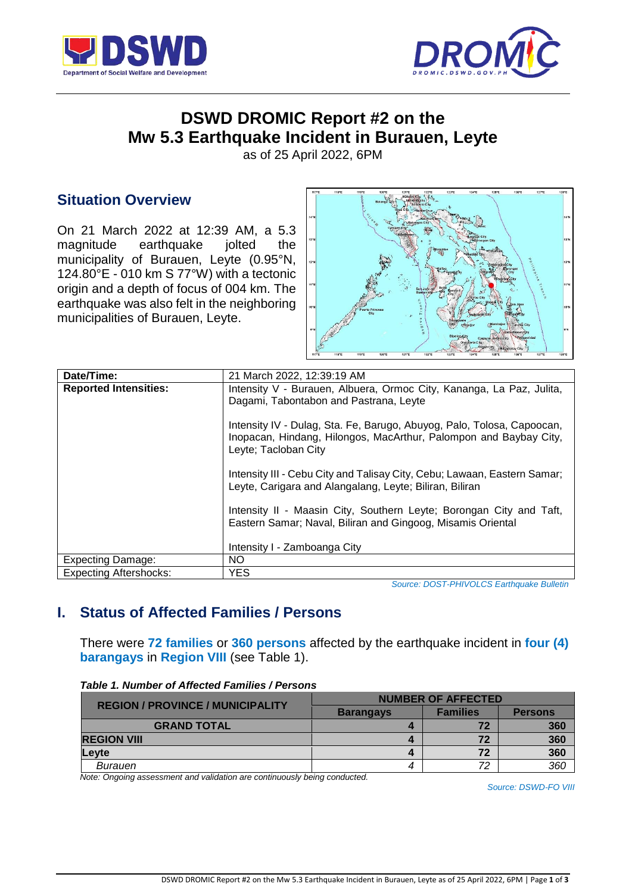# DSWD DROMIC Report #2 on the Mw 5.3 Earthquake Incident in Burauen, Leyte

as of 25 April 2022, 6PM

## Situation Overview

On 21 March 2022 at 12:39 AM, a 5.3 magnitude earthquake jolted the municipality of Burauen, Leyte (0.95°N, 124.80°E - 010 km S 77°W) with a tectonic origin and a depth of focus of 004 km. The earthquake was also felt in the neighboring municipalities of Burauen, Leyte.

| Date/Time: | 21 March 2022, 12:39:19 AM |
|---|---|
| **Reported Intensities:** | Intensity V - Burauen, Albuera, Ormoc City, Kananga, La Paz, Julita, Dagami, Tabontabon and Pastrana, Leyte<br><br>Intensity IV - Dulag, Sta. Fe, Barugo, Abuyog, Palo, Tolosa, Capoocan, Inopacan, Hindang, Hilongos, MacArthur, Palompon and Baybay City, Leyte; Tacloban City<br><br>Intensity III - Cebu City and Talisay City, Cebu; Lawaan, Eastern Samar; Leyte, Carigara and Alangalang, Leyte; Biliran, Biliran<br><br>Intensity II - Maasin City, Southern Leyte; Borongan City and Taft, Eastern Samar; Naval, Biliran and Gingoog, Misamis Oriental<br><br>Intensity I - Zamboanga City |
| Expecting Damage: | NO |
| Expecting Aftershocks: | YES |

*Source: DOST-PHIVOLCS Earthquake Bulletin*

## I. Status of Affected Families / Persons

There were **72 families** or **360 persons** affected by the earthquake incident in **four (4) barangays** in **Region VIII** (see Table 1).

***Table 1. Number of Affected Families / Persons***

| REGION / PROVINCE / MUNICIPALITY | NUMBER OF AFFECTED | | |
|---|---|---|---|
| | Barangays | Families | Persons |
| **GRAND TOTAL** | **4** | **72** | **360** |
| **REGION VIII** | **4** | **72** | **360** |
| **Leyte** | **4** | **72** | **360** |
| *Burauen* | *4* | *72* | *360* |

*Note: Ongoing assessment and validation are continuously being conducted.*

*Source: DSWD-FO VIII*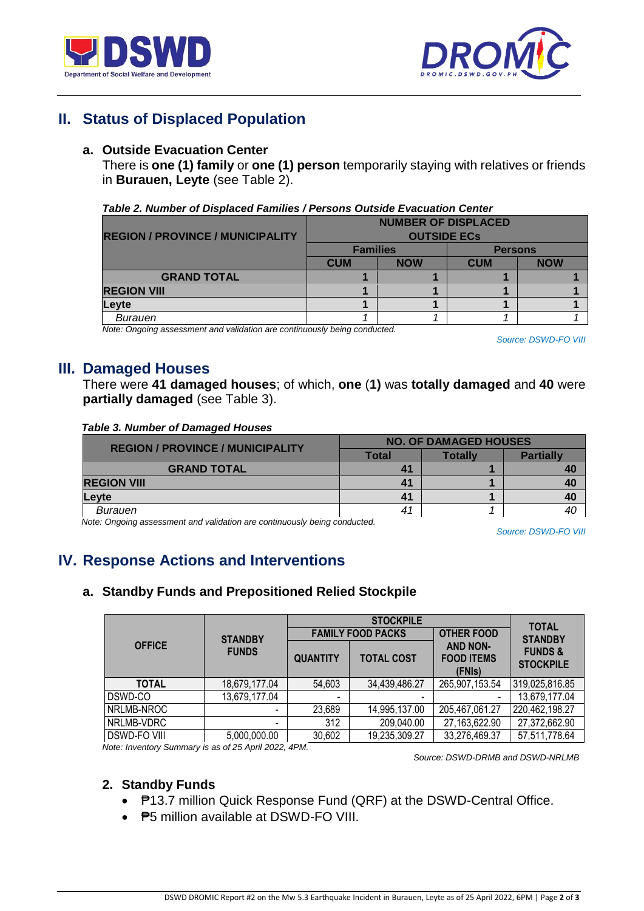## II. Status of Displaced Population

### a. Outside Evacuation Center

There is **one (1) family** or **one (1) person** temporarily staying with relatives or friends in **Burauen, Leyte** (see Table 2).

***Table 2. Number of Displaced Families / Persons Outside Evacuation Center***

| REGION / PROVINCE / MUNICIPALITY | NUMBER OF DISPLACED OUTSIDE ECs | | | |
|---|---|---|---|---|
| | Families | | Persons | |
| | CUM | NOW | CUM | NOW |
| **GRAND TOTAL** | **1** | **1** | **1** | **1** |
| **REGION VIII** | **1** | **1** | **1** | **1** |
| **Leyte** | **1** | **1** | **1** | **1** |
| *Burauen* | *1* | *1* | *1* | *1* |

*Note: Ongoing assessment and validation are continuously being conducted.*

*Source: DSWD-FO VIII*

## III. Damaged Houses

There were **41 damaged houses**; of which, **one** (**1)** was **totally damaged** and **40** were **partially damaged** (see Table 3).

***Table 3. Number of Damaged Houses***

| REGION / PROVINCE / MUNICIPALITY | NO. OF DAMAGED HOUSES | | |
|---|---|---|---|
| | Total | Totally | Partially |
| **GRAND TOTAL** | **41** | **1** | **40** |
| **REGION VIII** | **41** | **1** | **40** |
| **Leyte** | **41** | **1** | **40** |
| *Burauen* | *41* | *1* | *40* |

*Note: Ongoing assessment and validation are continuously being conducted.*

*Source: DSWD-FO VIII*

## IV. Response Actions and Interventions

### a. Standby Funds and Prepositioned Relied Stockpile

| OFFICE | STANDBY FUNDS | STOCKPILE | | | TOTAL STANDBY FUNDS & STOCKPILE |
|---|---|---|---|---|---|
| | | FAMILY FOOD PACKS | | OTHER FOOD AND NON-FOOD ITEMS (FNIs) | |
| | | QUANTITY | TOTAL COST | | |
| **TOTAL** | 18,679,177.04 | 54,603 | 34,439,486.27 | 265,907,153.54 | 319,025,816.85 |
| DSWD-CO | 13,679,177.04 | - | - | - | 13,679,177.04 |
| NRLMB-NROC | - | 23,689 | 14,995,137.00 | 205,467,061.27 | 220,462,198.27 |
| NRLMB-VDRC | - | 312 | 209,040.00 | 27,163,622.90 | 27,372,662.90 |
| DSWD-FO VIII | 5,000,000.00 | 30,602 | 19,235,309.27 | 33,276,469.37 | 57,511,778.64 |

*Note: Inventory Summary is as of 25 April 2022, 4PM.*

*Source: DSWD-DRMB and DSWD-NRLMB*

### 2. Standby Funds

- ₱13.7 million Quick Response Fund (QRF) at the DSWD-Central Office.
- ₱5 million available at DSWD-FO VIII.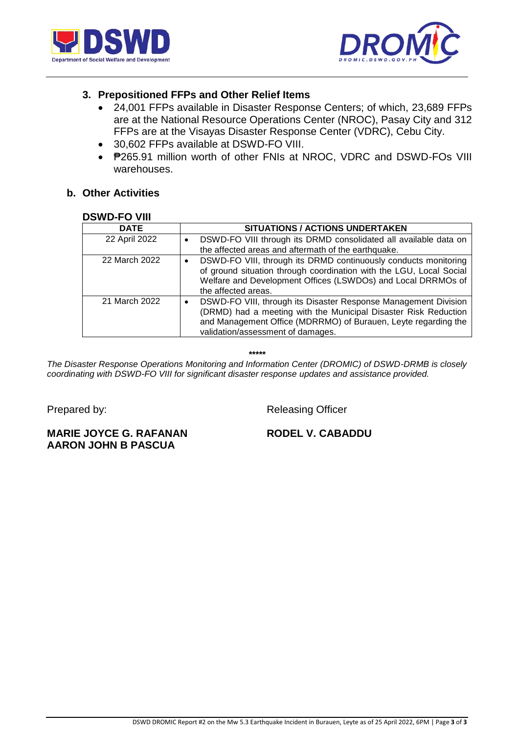### 3. Prepositioned FFPs and Other Relief Items

- 24,001 FFPs available in Disaster Response Centers; of which, 23,689 FFPs are at the National Resource Operations Center (NROC), Pasay City and 312 FFPs are at the Visayas Disaster Response Center (VDRC), Cebu City.
- 30,602 FFPs available at DSWD-FO VIII.
- ₱265.91 million worth of other FNIs at NROC, VDRC and DSWD-FOs VIII warehouses.

## b. Other Activities

**DSWD-FO VIII**

| DATE | SITUATIONS / ACTIONS UNDERTAKEN |
|---|---|
| 22 April 2022 | • DSWD-FO VIII through its DRMD consolidated all available data on the affected areas and aftermath of the earthquake. |
| 22 March 2022 | • DSWD-FO VIII, through its DRMD continuously conducts monitoring of ground situation through coordination with the LGU, Local Social Welfare and Development Offices (LSWDOs) and Local DRRMOs of the affected areas. |
| 21 March 2022 | • DSWD-FO VIII, through its Disaster Response Management Division (DRMD) had a meeting with the Municipal Disaster Risk Reduction and Management Office (MDRRMO) of Burauen, Leyte regarding the validation/assessment of damages. |

*****

*The Disaster Response Operations Monitoring and Information Center (DROMIC) of DSWD-DRMB is closely coordinating with DSWD-FO VIII for significant disaster response updates and assistance provided.*

Prepared by:

**MARIE JOYCE G. RAFANAN**
**AARON JOHN B PASCUA**

Releasing Officer

**RODEL V. CABADDU**